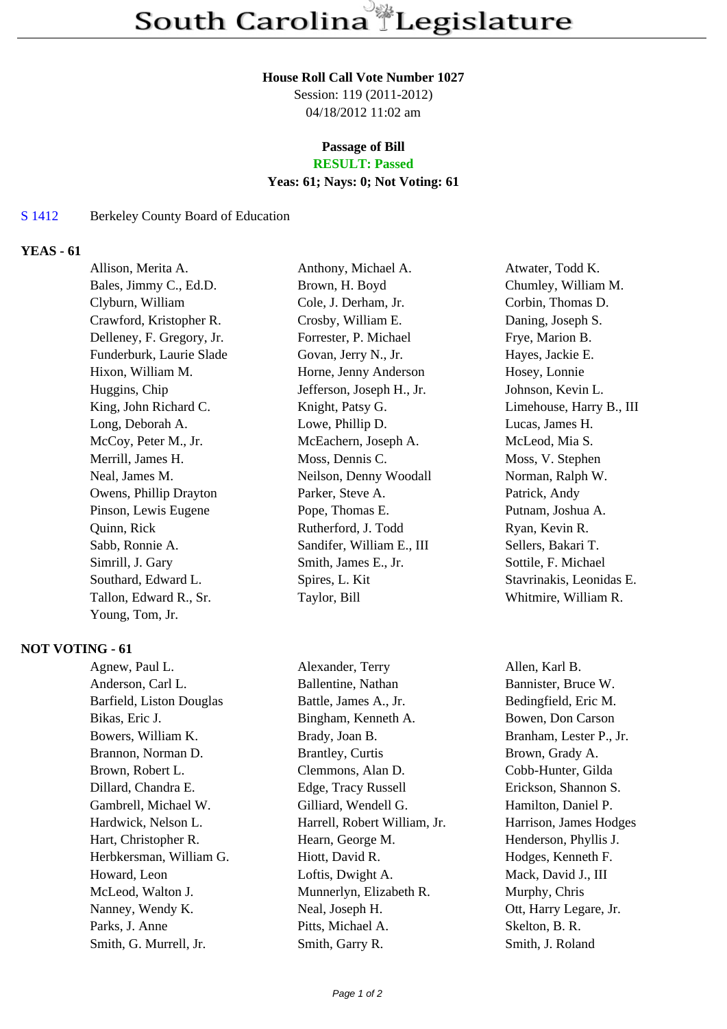# South Carolina Legislature

**House Roll Call Vote Number 1027**
Session: 119 (2011-2012)
04/18/2012 11:02 am

**Passage of Bill**
**RESULT: Passed**
**Yeas: 61; Nays: 0; Not Voting: 61**

S 1412 Berkeley County Board of Education

## YEAS - 61

Allison, Merita A.
Anthony, Michael A.
Atwater, Todd K.
Bales, Jimmy C., Ed.D.
Brown, H. Boyd
Chumley, William M.
Clyburn, William
Cole, J. Derham, Jr.
Corbin, Thomas D.
Crawford, Kristopher R.
Crosby, William E.
Daning, Joseph S.
Delleney, F. Gregory, Jr.
Forrester, P. Michael
Frye, Marion B.
Funderburk, Laurie Slade
Govan, Jerry N., Jr.
Hayes, Jackie E.
Hixon, William M.
Horne, Jenny Anderson
Hosey, Lonnie
Huggins, Chip
Jefferson, Joseph H., Jr.
Johnson, Kevin L.
King, John Richard C.
Knight, Patsy G.
Limehouse, Harry B., III
Long, Deborah A.
Lowe, Phillip D.
Lucas, James H.
McCoy, Peter M., Jr.
McEachern, Joseph A.
McLeod, Mia S.
Merrill, James H.
Moss, Dennis C.
Moss, V. Stephen
Neal, James M.
Neilson, Denny Woodall
Norman, Ralph W.
Owens, Phillip Drayton
Parker, Steve A.
Patrick, Andy
Pinson, Lewis Eugene
Pope, Thomas E.
Putnam, Joshua A.
Quinn, Rick
Rutherford, J. Todd
Ryan, Kevin R.
Sabb, Ronnie A.
Sandifer, William E., III
Sellers, Bakari T.
Simrill, J. Gary
Smith, James E., Jr.
Sottile, F. Michael
Southard, Edward L.
Spires, L. Kit
Stavrinakis, Leonidas E.
Tallon, Edward R., Sr.
Taylor, Bill
Whitmire, William R.
Young, Tom, Jr.

## NOT VOTING - 61

Agnew, Paul L.
Alexander, Terry
Allen, Karl B.
Anderson, Carl L.
Ballentine, Nathan
Bannister, Bruce W.
Barfield, Liston Douglas
Battle, James A., Jr.
Bedingfield, Eric M.
Bikas, Eric J.
Bingham, Kenneth A.
Bowen, Don Carson
Bowers, William K.
Brady, Joan B.
Branham, Lester P., Jr.
Brannon, Norman D.
Brantley, Curtis
Brown, Grady A.
Brown, Robert L.
Clemmons, Alan D.
Cobb-Hunter, Gilda
Dillard, Chandra E.
Edge, Tracy Russell
Erickson, Shannon S.
Gambrell, Michael W.
Gilliard, Wendell G.
Hamilton, Daniel P.
Hardwick, Nelson L.
Harrell, Robert William, Jr.
Harrison, James Hodges
Hart, Christopher R.
Hearn, George M.
Henderson, Phyllis J.
Herbkersman, William G.
Hiott, David R.
Hodges, Kenneth F.
Howard, Leon
Loftis, Dwight A.
Mack, David J., III
McLeod, Walton J.
Munnerlyn, Elizabeth R.
Murphy, Chris
Nanney, Wendy K.
Neal, Joseph H.
Ott, Harry Legare, Jr.
Parks, J. Anne
Pitts, Michael A.
Skelton, B. R.
Smith, G. Murrell, Jr.
Smith, Garry R.
Smith, J. Roland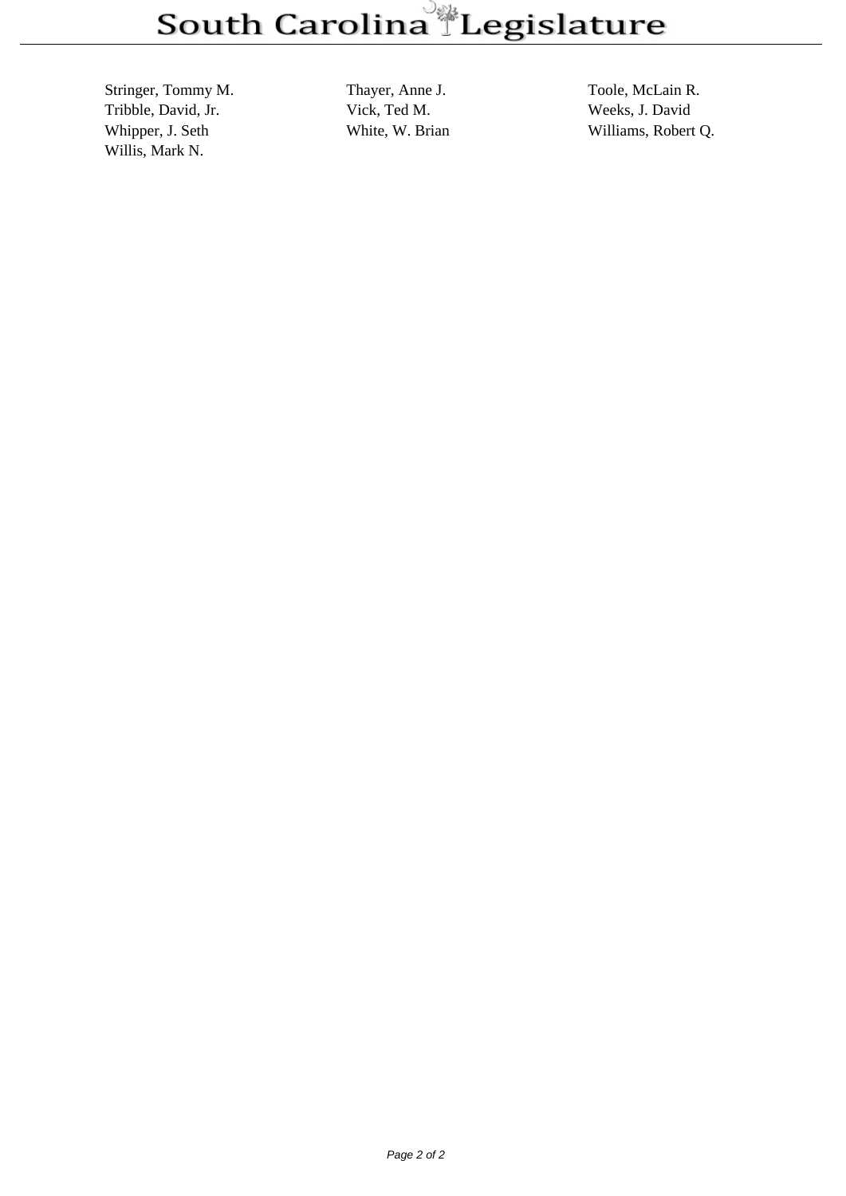Stringer, Tommy M.
Thayer, Anne J.
Toole, McLain R.
Tribble, David, Jr.
Vick, Ted M.
Weeks, J. David
Whipper, J. Seth
White, W. Brian
Williams, Robert Q.
Willis, Mark N.